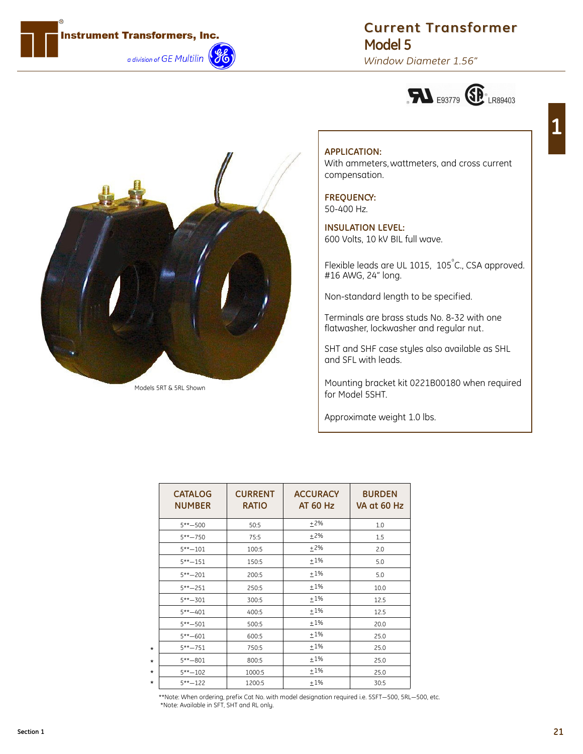Instrument Transformers, Inc.

*a division of GE Multilin*

# Current Transformer

## Model 5

*Window Diameter 1.56"*

E93779 LR89403

Models 5RT & 5RL Shown

**APPLICATION:**
With ammeters, wattmeters, and cross current compensation.

**FREQUENCY:**
50-400 Hz.

**INSULATION LEVEL:**
600 Volts, 10 kV BIL full wave.

Flexible leads are UL 1015, 105°C., CSA approved. #16 AWG, 24" long.

Non-standard length to be specified.

Terminals are brass studs No. 8-32 with one flatwasher, lockwasher and regular nut.

SHT and SHF case styles also available as SHL and SFL with leads.

Mounting bracket kit 0221B00180 when required for Model 5SHT.

Approximate weight 1.0 lbs.

| | CATALOG NUMBER | CURRENT RATIO | ACCURACY AT 60 Hz | BURDEN VA at 60 Hz |
|---|---|---|---|---|
| | 5**—500 | 50:5 | ±2% | 1.0 |
| | 5**—750 | 75:5 | ±2% | 1.5 |
| | 5**—101 | 100:5 | ±2% | 2.0 |
| | 5**—151 | 150:5 | ±1% | 5.0 |
| | 5**—201 | 200:5 | ±1% | 5.0 |
| | 5**—251 | 250:5 | ±1% | 10.0 |
| | 5**—301 | 300:5 | ±1% | 12.5 |
| | 5**—401 | 400:5 | ±1% | 12.5 |
| | 5**—501 | 500:5 | ±1% | 20.0 |
| | 5**—601 | 600:5 | ±1% | 25.0 |
| * | 5**—751 | 750:5 | ±1% | 25.0 |
| * | 5**—801 | 800:5 | ±1% | 25.0 |
| * | 5**—102 | 1000:5 | ±1% | 25.0 |
| * | 5**—122 | 1200:5 | ±1% | 30:5 |

**Note: When ordering, prefix Cat No. with model designation required i.e. 5SFT—500, 5RL—500, etc.
*Note: Available in SFT, SHT and RL only.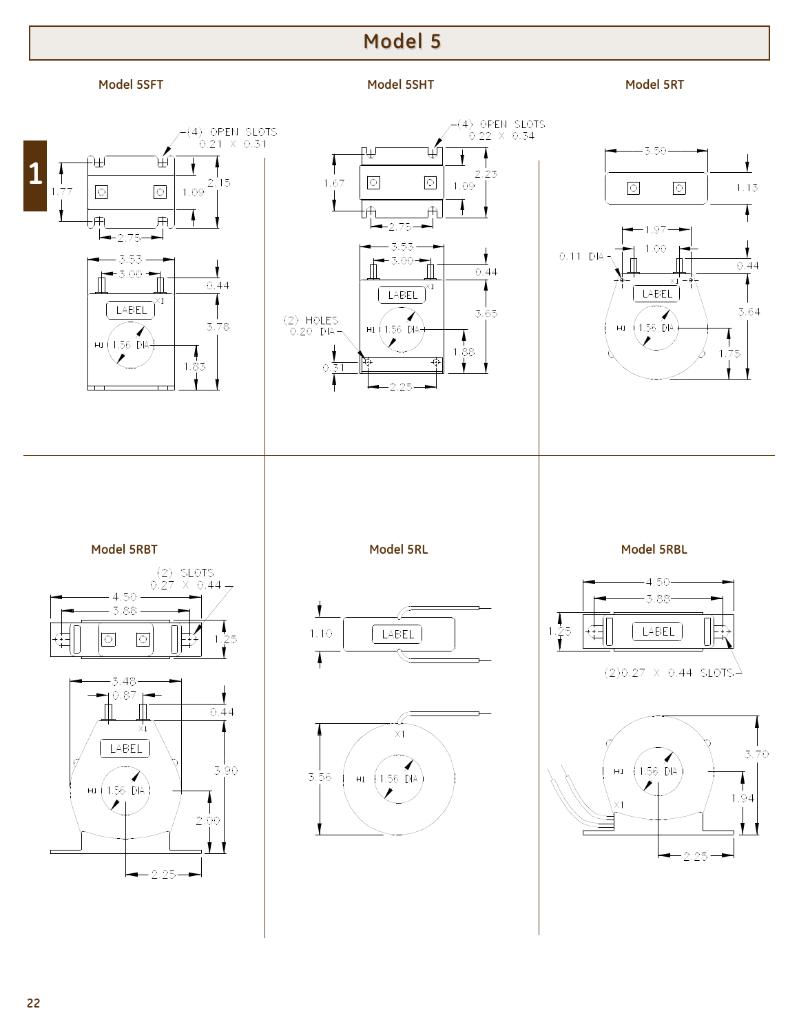# Model 5

## Model 5SFT

(4) OPEN SLOTS
0.21 X 0.31

1.77
1.09
2.15
2.75
3.53
3.00
0.44
LABEL
X1
3.78
H1
1.56 DIA
1.83

## Model 5SHT

(4) OPEN SLOTS
0.22 X 0.34

1.67
1.09
2.23
2.75
3.53
3.00
0.44
LABEL
X1
3.65
(2) HOLES
0.20 DIA
H1
1.56 DIA
1.88
0.31
2.25

## Model 5RT

3.50
1.13
1.97
1.00
0.11 DIA
0.44
X1
LABEL
3.64
H1
1.56 DIA
1.75

## Model 5RBT

(2) SLOTS
0.27 X 0.44
4.50
3.88
1.25
3.48
0.87
0.44
X1
LABEL
3.90
H1
1.56 DIA
2.00
2.25

## Model 5RL

1.10
LABEL
X1
3.56
H1
1.56 DIA

## Model 5RBL

4.50
3.88
1.25
LABEL
(2)0.27 X 0.44 SLOTS
3.70
H1
1.56 DIA
X1
1.94
2.25